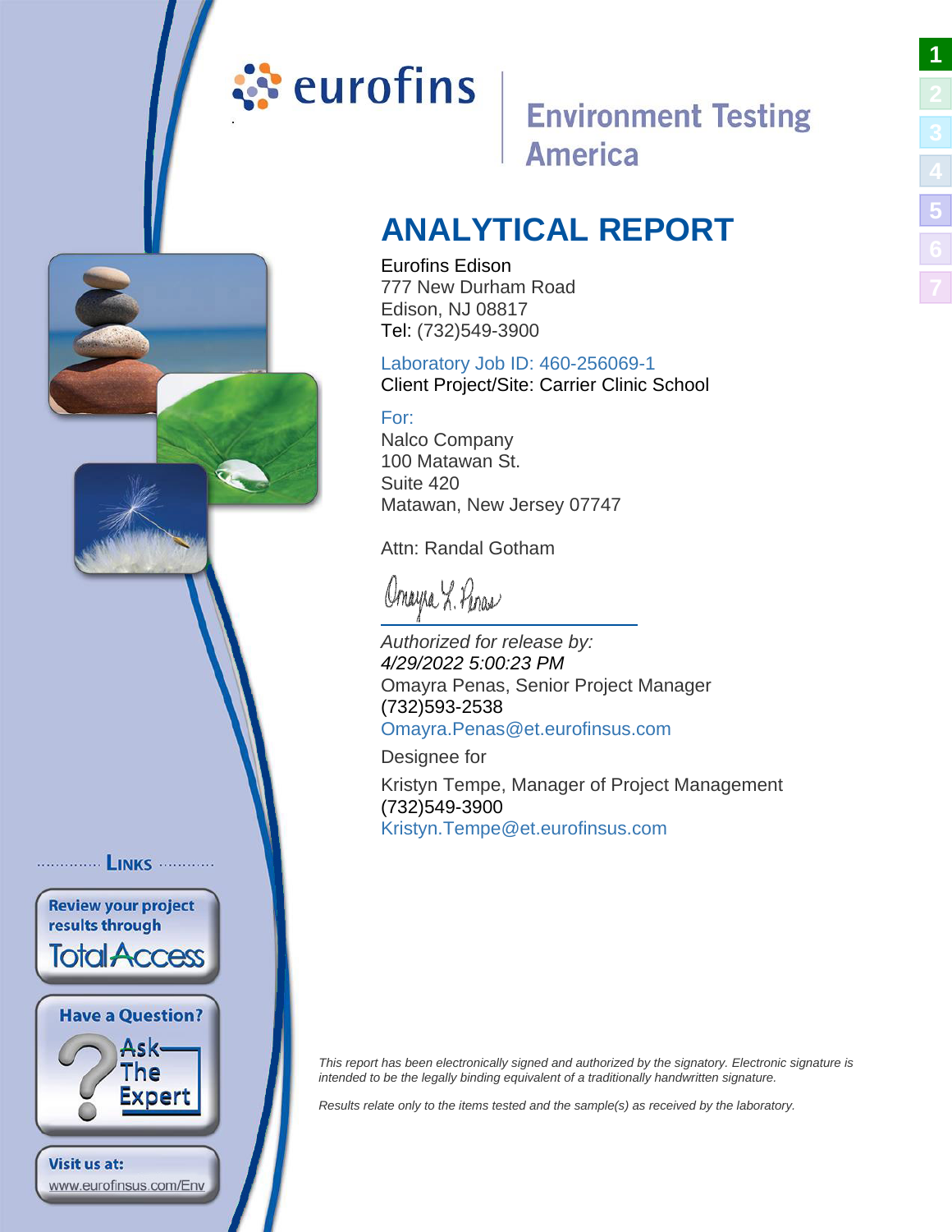eurofins

Environment Testing America

# ANALYTICAL REPORT

Eurofins Edison
777 New Durham Road
Edison, NJ 08817
Tel: (732)549-3900

Laboratory Job ID: 460-256069-1
Client Project/Site: Carrier Clinic School

For:
Nalco Company
100 Matawan St.
Suite 420
Matawan, New Jersey 07747

Attn: Randal Gotham

*Authorized for release by:*
*4/29/2022 5:00:23 PM*
Omayra Penas, Senior Project Manager
(732)593-2538
Omayra.Penas@et.eurofinsus.com

Designee for

Kristyn Tempe, Manager of Project Management
(732)549-3900
Kristyn.Tempe@et.eurofinsus.com

LINKS

Review your project results through Total Access

Have a Question? Ask The Expert

Visit us at: www.eurofinsus.com/Env

*This report has been electronically signed and authorized by the signatory. Electronic signature is intended to be the legally binding equivalent of a traditionally handwritten signature.*

*Results relate only to the items tested and the sample(s) as received by the laboratory.*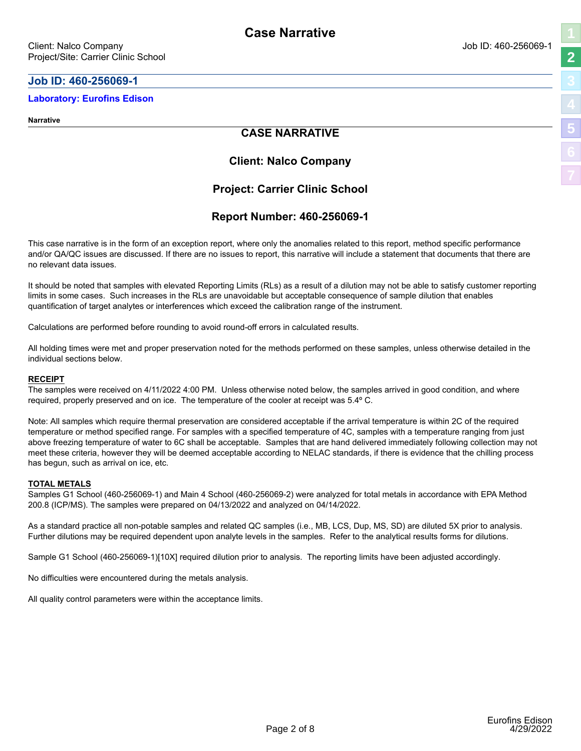# Case Narrative

Client: Nalco Company
Project/Site: Carrier Clinic School

Job ID: 460-256069-1

## Job ID: 460-256069-1

### Laboratory: Eurofins Edison

**Narrative**

## CASE NARRATIVE

## Client: Nalco Company

## Project: Carrier Clinic School

## Report Number: 460-256069-1

This case narrative is in the form of an exception report, where only the anomalies related to this report, method specific performance and/or QA/QC issues are discussed. If there are no issues to report, this narrative will include a statement that documents that there are no relevant data issues.

It should be noted that samples with elevated Reporting Limits (RLs) as a result of a dilution may not be able to satisfy customer reporting limits in some cases. Such increases in the RLs are unavoidable but acceptable consequence of sample dilution that enables quantification of target analytes or interferences which exceed the calibration range of the instrument.

Calculations are performed before rounding to avoid round-off errors in calculated results.

All holding times were met and proper preservation noted for the methods performed on these samples, unless otherwise detailed in the individual sections below.

**RECEIPT**
The samples were received on 4/11/2022 4:00 PM. Unless otherwise noted below, the samples arrived in good condition, and where required, properly preserved and on ice. The temperature of the cooler at receipt was 5.4º C.

Note: All samples which require thermal preservation are considered acceptable if the arrival temperature is within 2C of the required temperature or method specified range. For samples with a specified temperature of 4C, samples with a temperature ranging from just above freezing temperature of water to 6C shall be acceptable. Samples that are hand delivered immediately following collection may not meet these criteria, however they will be deemed acceptable according to NELAC standards, if there is evidence that the chilling process has begun, such as arrival on ice, etc.

**TOTAL METALS**
Samples G1 School (460-256069-1) and Main 4 School (460-256069-2) were analyzed for total metals in accordance with EPA Method 200.8 (ICP/MS). The samples were prepared on 04/13/2022 and analyzed on 04/14/2022.

As a standard practice all non-potable samples and related QC samples (i.e., MB, LCS, Dup, MS, SD) are diluted 5X prior to analysis. Further dilutions may be required dependent upon analyte levels in the samples. Refer to the analytical results forms for dilutions.

Sample G1 School (460-256069-1)[10X] required dilution prior to analysis. The reporting limits have been adjusted accordingly.

No difficulties were encountered during the metals analysis.

All quality control parameters were within the acceptance limits.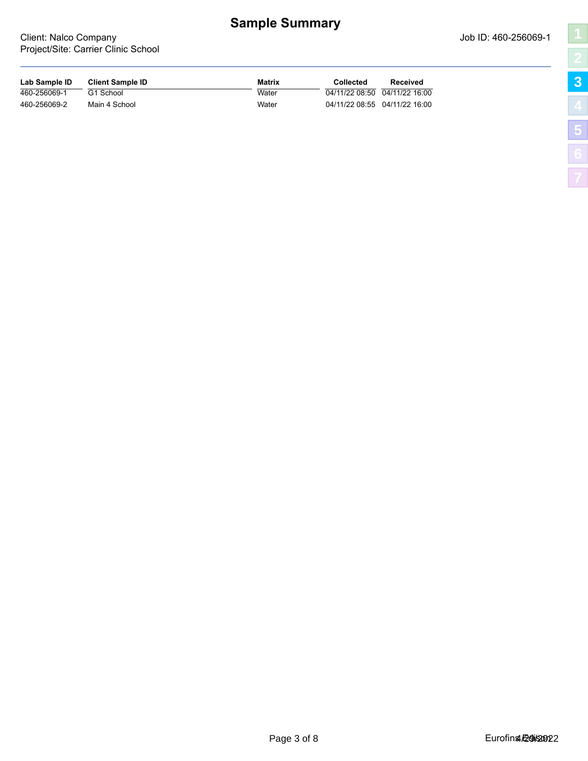# Sample Summary

Client: Nalco Company
Project/Site: Carrier Clinic School

Job ID: 460-256069-1

| Lab Sample ID | Client Sample ID | Matrix | Collected | Received |
|---|---|---|---|---|
| 460-256069-1 | G1 School | Water | 04/11/22 08:50 | 04/11/22 16:00 |
| 460-256069-2 | Main 4 School | Water | 04/11/22 08:55 | 04/11/22 16:00 |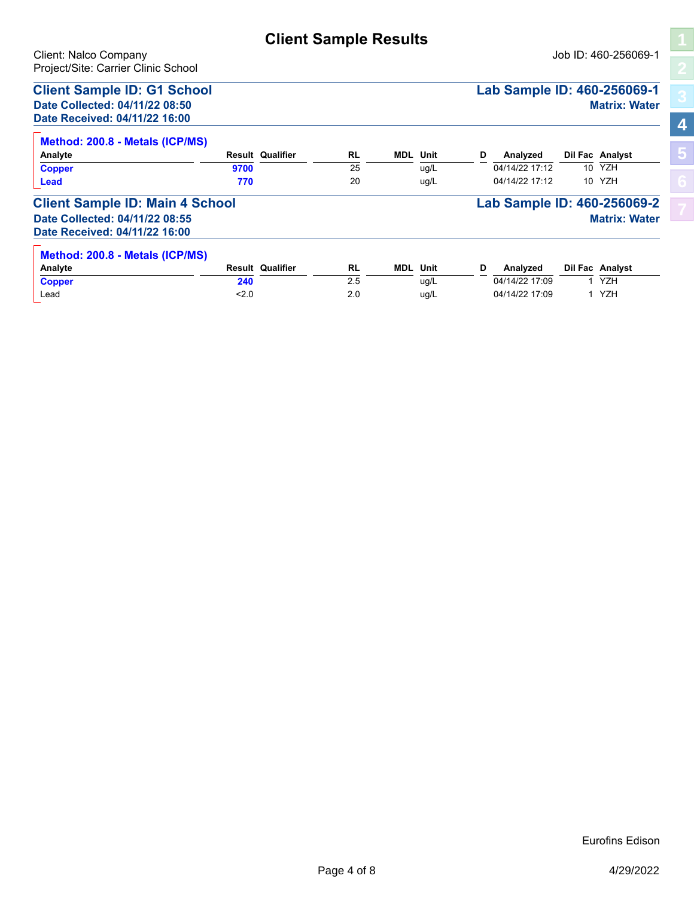# Client Sample Results

Client: Nalco Company
Project/Site: Carrier Clinic School

Job ID: 460-256069-1

## Client Sample ID: G1 School

**Lab Sample ID: 460-256069-1**

**Date Collected: 04/11/22 08:50**
**Date Received: 04/11/22 16:00**

**Matrix: Water**

### Method: 200.8 - Metals (ICP/MS)

| Analyte | Result | Qualifier | RL | MDL | Unit | D | Analyzed | Dil Fac | Analyst |
|---|---|---|---|---|---|---|---|---|---|
| **Copper** | **9700** | | 25 | | ug/L | | 04/14/22 17:12 | 10 | YZH |
| **Lead** | **770** | | 20 | | ug/L | | 04/14/22 17:12 | 10 | YZH |

## Client Sample ID: Main 4 School

**Lab Sample ID: 460-256069-2**

**Date Collected: 04/11/22 08:55**
**Date Received: 04/11/22 16:00**

**Matrix: Water**

### Method: 200.8 - Metals (ICP/MS)

| Analyte | Result | Qualifier | RL | MDL | Unit | D | Analyzed | Dil Fac | Analyst |
|---|---|---|---|---|---|---|---|---|---|
| **Copper** | **240** | | 2.5 | | ug/L | | 04/14/22 17:09 | 1 | YZH |
| Lead | <2.0 | | 2.0 | | ug/L | | 04/14/22 17:09 | 1 | YZH |

Eurofins Edison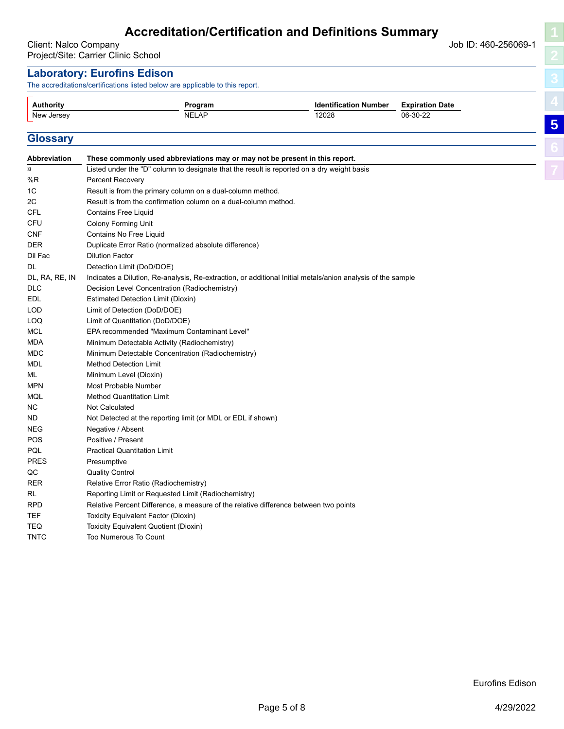# Accreditation/Certification and Definitions Summary

Client: Nalco Company
Project/Site: Carrier Clinic School

Job ID: 460-256069-1

## Laboratory: Eurofins Edison

The accreditations/certifications listed below are applicable to this report.

| Authority | Program | Identification Number | Expiration Date |
|---|---|---|---|
| New Jersey | NELAP | 12028 | 06-30-22 |

## Glossary

| Abbreviation | These commonly used abbreviations may or may not be present in this report. |
|---|---|
| ¤ | Listed under the "D" column to designate that the result is reported on a dry weight basis |
| %R | Percent Recovery |
| 1C | Result is from the primary column on a dual-column method. |
| 2C | Result is from the confirmation column on a dual-column method. |
| CFL | Contains Free Liquid |
| CFU | Colony Forming Unit |
| CNF | Contains No Free Liquid |
| DER | Duplicate Error Ratio (normalized absolute difference) |
| Dil Fac | Dilution Factor |
| DL | Detection Limit (DoD/DOE) |
| DL, RA, RE, IN | Indicates a Dilution, Re-analysis, Re-extraction, or additional Initial metals/anion analysis of the sample |
| DLC | Decision Level Concentration (Radiochemistry) |
| EDL | Estimated Detection Limit (Dioxin) |
| LOD | Limit of Detection (DoD/DOE) |
| LOQ | Limit of Quantitation (DoD/DOE) |
| MCL | EPA recommended "Maximum Contaminant Level" |
| MDA | Minimum Detectable Activity (Radiochemistry) |
| MDC | Minimum Detectable Concentration (Radiochemistry) |
| MDL | Method Detection Limit |
| ML | Minimum Level (Dioxin) |
| MPN | Most Probable Number |
| MQL | Method Quantitation Limit |
| NC | Not Calculated |
| ND | Not Detected at the reporting limit (or MDL or EDL if shown) |
| NEG | Negative / Absent |
| POS | Positive / Present |
| PQL | Practical Quantitation Limit |
| PRES | Presumptive |
| QC | Quality Control |
| RER | Relative Error Ratio (Radiochemistry) |
| RL | Reporting Limit or Requested Limit (Radiochemistry) |
| RPD | Relative Percent Difference, a measure of the relative difference between two points |
| TEF | Toxicity Equivalent Factor (Dioxin) |
| TEQ | Toxicity Equivalent Quotient (Dioxin) |
| TNTC | Too Numerous To Count |

Eurofins Edison

4/29/2022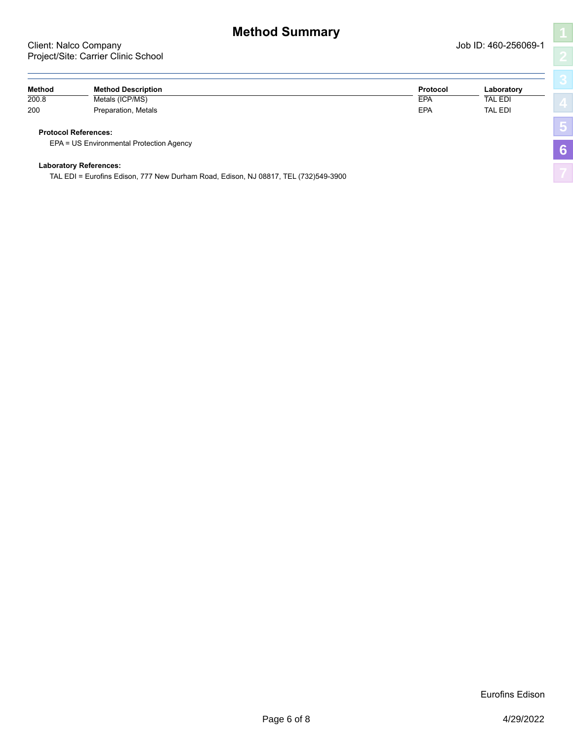# Method Summary

Client: Nalco Company
Project/Site: Carrier Clinic School

Job ID: 460-256069-1

| Method | Method Description | Protocol | Laboratory |
|---|---|---|---|
| 200.8 | Metals (ICP/MS) | EPA | TAL EDI |
| 200 | Preparation, Metals | EPA | TAL EDI |

**Protocol References:**

EPA = US Environmental Protection Agency

**Laboratory References:**

TAL EDI = Eurofins Edison, 777 New Durham Road, Edison, NJ 08817, TEL (732)549-3900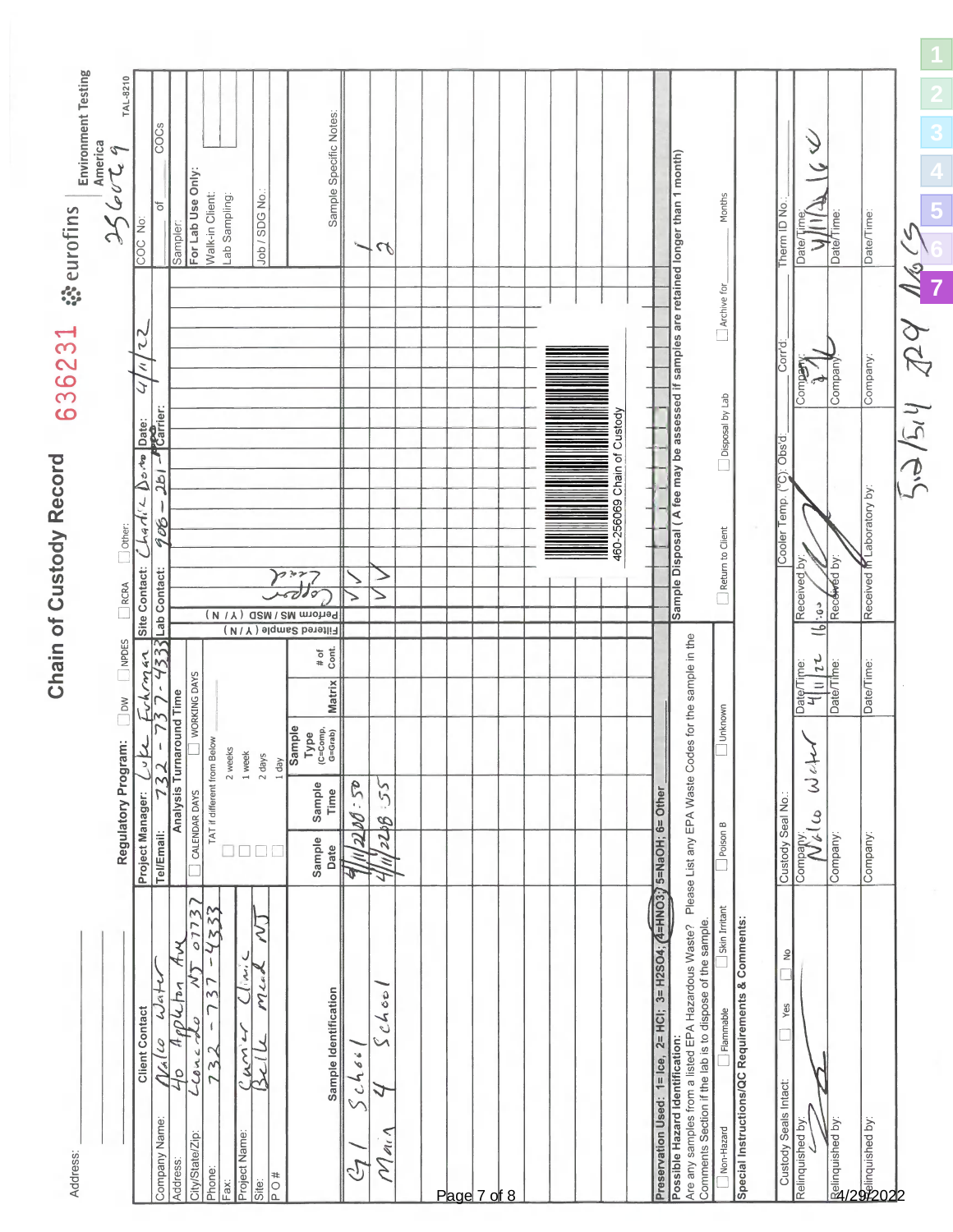# Chain of Custody Record

636231

eurofins | Environment Testing America

TAL-8210

Address:

Regulatory Program: ☐ DW ☐ NPDES ☐ RCRA ☐ Other:

| Client Contact | | Project Manager: Luke Fuhrman | Site Contact: Charlie Dorro | Date: 4/11/22 | COC No: 256069 |
|---|---|---|---|---|---|
| Company Name: | Nalco Water | Tel/Email: 732-737-4333 | Lab Contact: 908-251-4580 | Carrier: | of COCs |
| Address: | 40 Appleton Ave | Analysis Turnaround Time | | | Sampler: |
| City/State/Zip: | Leonardo NJ 07737 | ☐ CALENDAR DAYS ☐ WORKING DAYS | | | For Lab Use Only: |
| Phone: | 732-737-4333 | TAT if different from Below | | | Walk-in Client: |
| Fax: | | ☐ 2 weeks | | | Lab Sampling: |
| Project Name: | Cuner Clinic | ☐ 1 week | | | |
| Site: | Belle Mead NJ | ☐ 2 days | | | Job / SDG No.: |
| P O # | | ☐ 1 day | | | |

| Sample Identification | Sample Date | Sample Time | Sample Type (C=Comp, G=Grab) | Matrix | # of Cont. | Filtered Sample (Y / N) | Perform MS / MSD (Y / N) | Copper Lead | Sample Specific Notes: |
|---|---|---|---|---|---|---|---|---|---|
| Cyl School | 4/11/22 | 08:50 | | | | | | ✓ ✓ | 1 |
| Main 4 School | 4/11/22 | 08:55 | | | | | | ✓ ✓ | 2 |

460-256069 Chain of Custody

Preservation Used: 1= Ice, 2= HCl; 3= H2SO4; 4=HNO3; 5=NaOH; 6= Other

**Possible Hazard Identification:**
Are any samples from a listed EPA Hazardous Waste? Please List any EPA Waste Codes for the sample in the Comments Section if the lab is to dispose of the sample.

☐ Non-Hazard ☐ Flammable ☐ Skin Irritant ☐ Poison B ☐ Unknown

**Sample Disposal ( A fee may be assessed if samples are retained longer than 1 month)**

☐ Return to Client ☐ Disposal by Lab ☐ Archive for ____ Months

**Special Instructions/QC Requirements & Comments:**

| Custody Seals Intact: ☐ Yes ☐ No | Custody Seal No.: | | Cooler Temp. (°C): Obs'd: | Corr'd: | Therm ID No.: |
|---|---|---|---|---|---|
| Relinquished by: | Company: Nalco Water | Date/Time: 4/11/22 | Received by: 16:00 | Company: | Date/Time: 4/11/22 16:00 |
| Relinquished by: | Company: | Date/Time: | Received by: | Company: | Date/Time: |
| Relinquished by: | Company: | Date/Time: | Received in Laboratory by: | Company: | Date/Time: |

5.2/5.4 IR9 NO5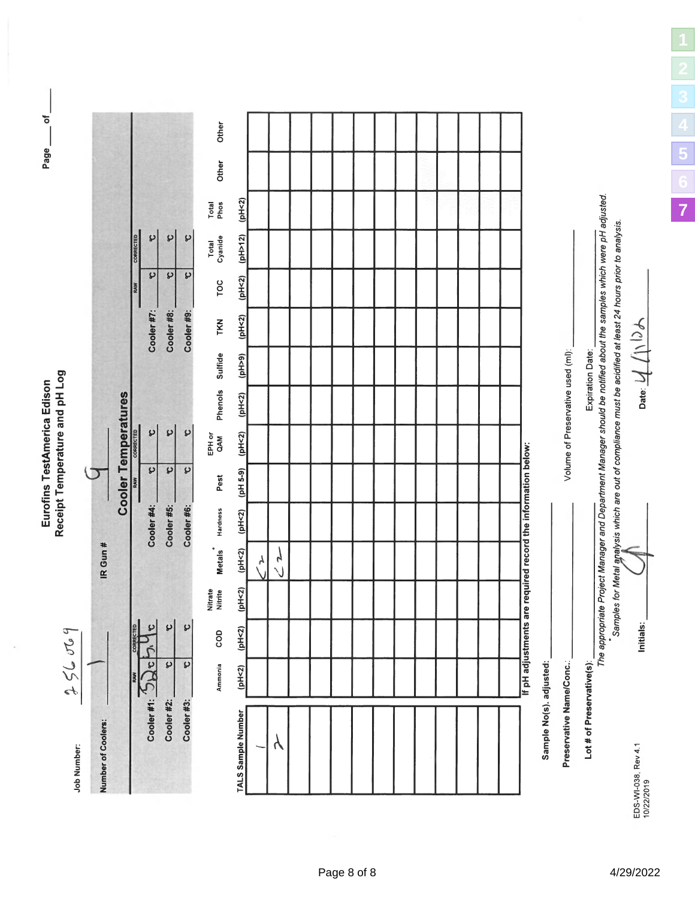# Eurofins TestAmerica Edison

## Receipt Temperature and pH Log

Page ____ of ____

Job Number: 256069

Number of Coolers: 1

IR Gun #: 9

### Cooler Temperatures

| | RAW | CORRECTED | | RAW | CORRECTED | | RAW | CORRECTED |
|---|---|---|---|---|---|---|---|---|
| Cooler #1: | 5.2 °C | 5.4 °C | Cooler #4: | °C | °C | Cooler #7: | °C | °C |
| Cooler #2: | °C | °C | Cooler #5: | °C | °C | Cooler #8: | °C | °C |
| Cooler #3: | °C | °C | Cooler #6: | °C | °C | Cooler #9: | °C | °C |

| TALS Sample Number | Ammonia (pH<2) | COD (pH<2) | Nitrate Nitrite (pH<2) | Metals* (pH<2) | Hardness (pH<2) | Pest (pH 5-9) | EPH or QAM (pH<2) | Phenols (pH<2) | Sulfide (pH>9) | TKN (pH<2) | TOC (pH<2) | Total Cyanide (pH>12) | Total Phos (pH<2) | Other | Other |
|---|---|---|---|---|---|---|---|---|---|---|---|---|---|---|---|
| 1 | | | | <2 | | | | | | | | | | | |
| 2 | | | | <2 | | | | | | | | | | | |
| | | | | | | | | | | | | | | | |
| | | | | | | | | | | | | | | | |
| | | | | | | | | | | | | | | | |
| | | | | | | | | | | | | | | | |
| | | | | | | | | | | | | | | | |
| | | | | | | | | | | | | | | | |
| | | | | | | | | | | | | | | | |
| | | | | | | | | | | | | | | | |
| | | | | | | | | | | | | | | | |
| | | | | | | | | | | | | | | | |

If pH adjustments are required record the information below:

Sample No(s). adjusted: ____________

Preservative Name/Conc.: ____________ Volume of Preservative used (ml): ____________

Lot # of Preservative(s): ____________ Expiration Date: ____________

*The appropriate Project Manager and Department Manager should be notified about the samples which were pH adjusted.*

*\*Samples for Metal analysis which are out of compliance must be acidified at least 24 hours prior to analysis.*

Initials: [initials] Date: 4/11/22

EDS-WI-038, Rev 4.1
10/22/2019